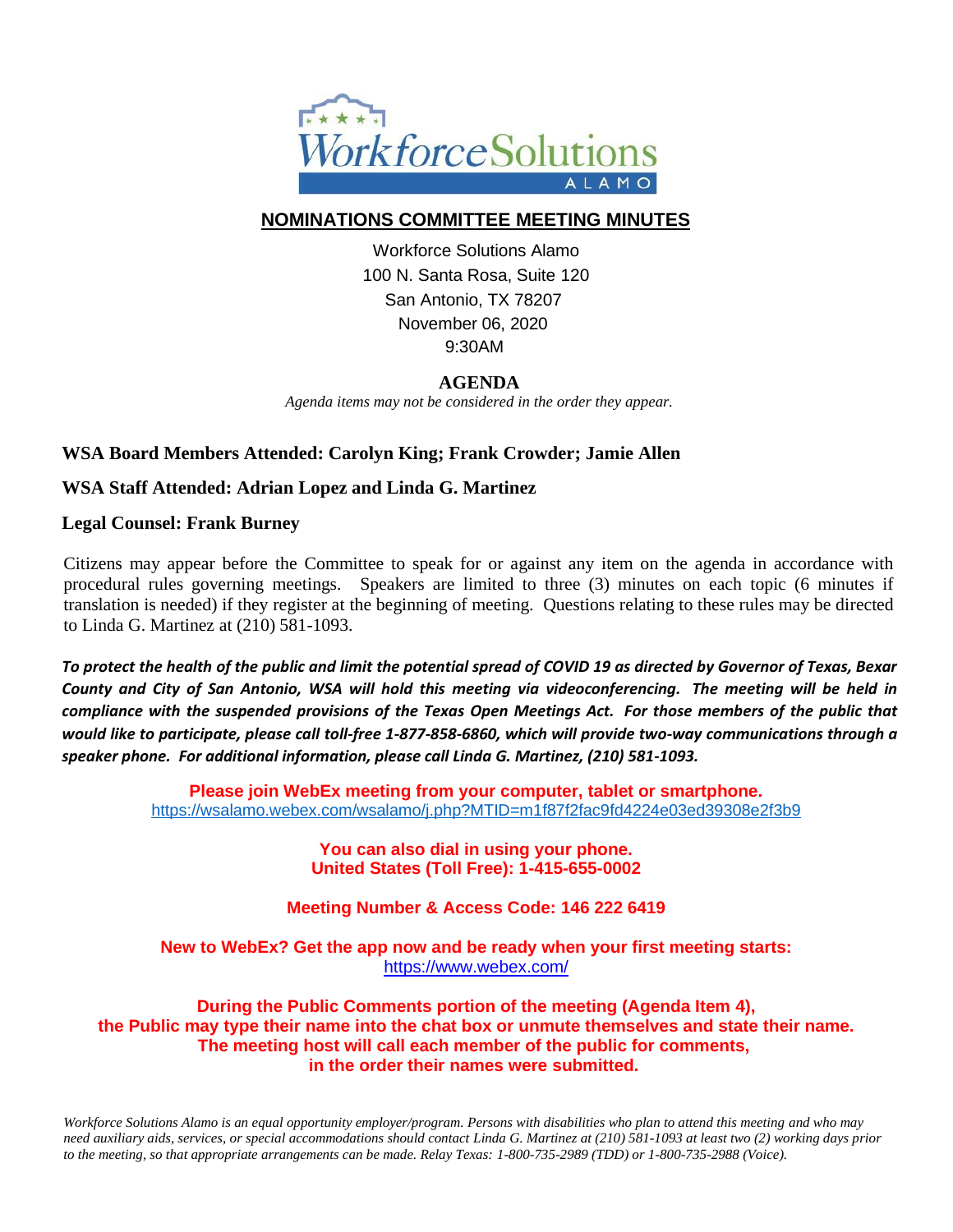# NOMINATIONS COMMITTEE MEETING MINUTES

Workforce Solutions Alamo
100 N. Santa Rosa, Suite 120
San Antonio, TX 78207
November 06, 2020
9:30AM

## AGENDA

*Agenda items may not be considered in the order they appear.*

**WSA Board Members Attended: Carolyn King; Frank Crowder; Jamie Allen**

**WSA Staff Attended: Adrian Lopez and Linda G. Martinez**

**Legal Counsel: Frank Burney**

Citizens may appear before the Committee to speak for or against any item on the agenda in accordance with procedural rules governing meetings. Speakers are limited to three (3) minutes on each topic (6 minutes if translation is needed) if they register at the beginning of meeting. Questions relating to these rules may be directed to Linda G. Martinez at (210) 581-1093.

***To protect the health of the public and limit the potential spread of COVID 19 as directed by Governor of Texas, Bexar County and City of San Antonio, WSA will hold this meeting via videoconferencing. The meeting will be held in compliance with the suspended provisions of the Texas Open Meetings Act. For those members of the public that would like to participate, please call toll-free 1-877-858-6860, which will provide two-way communications through a speaker phone. For additional information, please call Linda G. Martinez, (210) 581-1093.***

**Please join WebEx meeting from your computer, tablet or smartphone.**
https://wsalamo.webex.com/wsalamo/j.php?MTID=m1f87f2fac9fd4224e03ed39308e2f3b9

**You can also dial in using your phone.**
**United States (Toll Free): 1-415-655-0002**

**Meeting Number & Access Code: 146 222 6419**

**New to WebEx? Get the app now and be ready when your first meeting starts:**
https://www.webex.com/

**During the Public Comments portion of the meeting (Agenda Item 4), the Public may type their name into the chat box or unmute themselves and state their name. The meeting host will call each member of the public for comments, in the order their names were submitted.**

*Workforce Solutions Alamo is an equal opportunity employer/program. Persons with disabilities who plan to attend this meeting and who may need auxiliary aids, services, or special accommodations should contact Linda G. Martinez at (210) 581-1093 at least two (2) working days prior to the meeting, so that appropriate arrangements can be made. Relay Texas: 1-800-735-2989 (TDD) or 1-800-735-2988 (Voice).*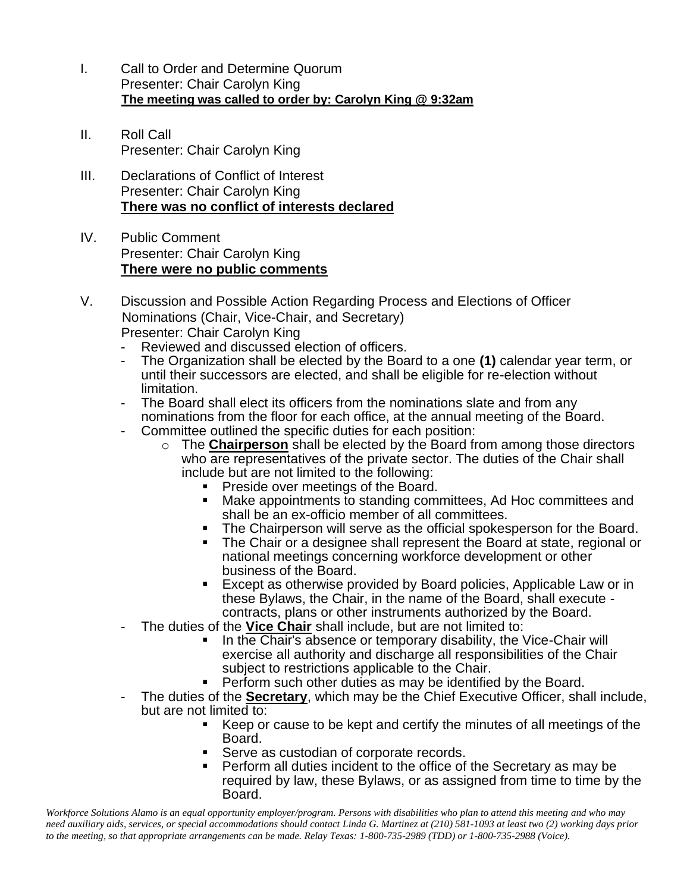I. Call to Order and Determine Quorum
Presenter: Chair Carolyn King
**The meeting was called to order by: Carolyn King @ 9:32am**

II. Roll Call
Presenter: Chair Carolyn King

III. Declarations of Conflict of Interest
Presenter: Chair Carolyn King
**There was no conflict of interests declared**

IV. Public Comment
Presenter: Chair Carolyn King
**There were no public comments**

V. Discussion and Possible Action Regarding Process and Elections of Officer Nominations (Chair, Vice-Chair, and Secretary)
Presenter: Chair Carolyn King

- Reviewed and discussed election of officers.
- The Organization shall be elected by the Board to a one **(1)** calendar year term, or until their successors are elected, and shall be eligible for re-election without limitation.
- The Board shall elect its officers from the nominations slate and from any nominations from the floor for each office, at the annual meeting of the Board.
- Committee outlined the specific duties for each position:
  - The **Chairperson** shall be elected by the Board from among those directors who are representatives of the private sector. The duties of the Chair shall include but are not limited to the following:
    - Preside over meetings of the Board.
    - Make appointments to standing committees, Ad Hoc committees and shall be an ex-officio member of all committees.
    - The Chairperson will serve as the official spokesperson for the Board.
    - The Chair or a designee shall represent the Board at state, regional or national meetings concerning workforce development or other business of the Board.
    - Except as otherwise provided by Board policies, Applicable Law or in these Bylaws, the Chair, in the name of the Board, shall execute - contracts, plans or other instruments authorized by the Board.
- The duties of the **Vice Chair** shall include, but are not limited to:
  - In the Chair's absence or temporary disability, the Vice-Chair will exercise all authority and discharge all responsibilities of the Chair subject to restrictions applicable to the Chair.
  - Perform such other duties as may be identified by the Board.
- The duties of the **Secretary**, which may be the Chief Executive Officer, shall include, but are not limited to:
  - Keep or cause to be kept and certify the minutes of all meetings of the Board.
  - Serve as custodian of corporate records.
  - Perform all duties incident to the office of the Secretary as may be required by law, these Bylaws, or as assigned from time to time by the Board.

*Workforce Solutions Alamo is an equal opportunity employer/program. Persons with disabilities who plan to attend this meeting and who may need auxiliary aids, services, or special accommodations should contact Linda G. Martinez at (210) 581-1093 at least two (2) working days prior to the meeting, so that appropriate arrangements can be made. Relay Texas: 1-800-735-2989 (TDD) or 1-800-735-2988 (Voice).*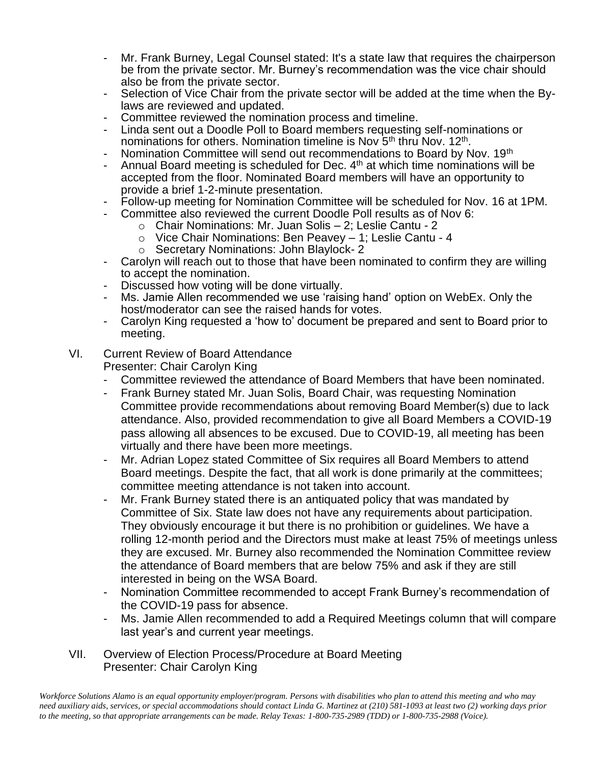- Mr. Frank Burney, Legal Counsel stated: It's a state law that requires the chairperson be from the private sector. Mr. Burney's recommendation was the vice chair should also be from the private sector.
- Selection of Vice Chair from the private sector will be added at the time when the By-laws are reviewed and updated.
- Committee reviewed the nomination process and timeline.
- Linda sent out a Doodle Poll to Board members requesting self-nominations or nominations for others. Nomination timeline is Nov 5th thru Nov. 12th.
- Nomination Committee will send out recommendations to Board by Nov. 19th
- Annual Board meeting is scheduled for Dec. 4th at which time nominations will be accepted from the floor. Nominated Board members will have an opportunity to provide a brief 1-2-minute presentation.
- Follow-up meeting for Nomination Committee will be scheduled for Nov. 16 at 1PM.
- Committee also reviewed the current Doodle Poll results as of Nov 6:
    - Chair Nominations: Mr. Juan Solis – 2; Leslie Cantu - 2
    - Vice Chair Nominations: Ben Peavey – 1; Leslie Cantu - 4
    - Secretary Nominations: John Blaylock- 2
- Carolyn will reach out to those that have been nominated to confirm they are willing to accept the nomination.
- Discussed how voting will be done virtually.
- Ms. Jamie Allen recommended we use 'raising hand' option on WebEx. Only the host/moderator can see the raised hands for votes.
- Carolyn King requested a 'how to' document be prepared and sent to Board prior to meeting.

VI. Current Review of Board Attendance
Presenter: Chair Carolyn King

- Committee reviewed the attendance of Board Members that have been nominated.
- Frank Burney stated Mr. Juan Solis, Board Chair, was requesting Nomination Committee provide recommendations about removing Board Member(s) due to lack attendance. Also, provided recommendation to give all Board Members a COVID-19 pass allowing all absences to be excused. Due to COVID-19, all meeting has been virtually and there have been more meetings.
- Mr. Adrian Lopez stated Committee of Six requires all Board Members to attend Board meetings. Despite the fact, that all work is done primarily at the committees; committee meeting attendance is not taken into account.
- Mr. Frank Burney stated there is an antiquated policy that was mandated by Committee of Six. State law does not have any requirements about participation. They obviously encourage it but there is no prohibition or guidelines. We have a rolling 12-month period and the Directors must make at least 75% of meetings unless they are excused. Mr. Burney also recommended the Nomination Committee review the attendance of Board members that are below 75% and ask if they are still interested in being on the WSA Board.
- Nomination Committee recommended to accept Frank Burney's recommendation of the COVID-19 pass for absence.
- Ms. Jamie Allen recommended to add a Required Meetings column that will compare last year's and current year meetings.

VII. Overview of Election Process/Procedure at Board Meeting
Presenter: Chair Carolyn King

*Workforce Solutions Alamo is an equal opportunity employer/program. Persons with disabilities who plan to attend this meeting and who may need auxiliary aids, services, or special accommodations should contact Linda G. Martinez at (210) 581-1093 at least two (2) working days prior to the meeting, so that appropriate arrangements can be made. Relay Texas: 1-800-735-2989 (TDD) or 1-800-735-2988 (Voice).*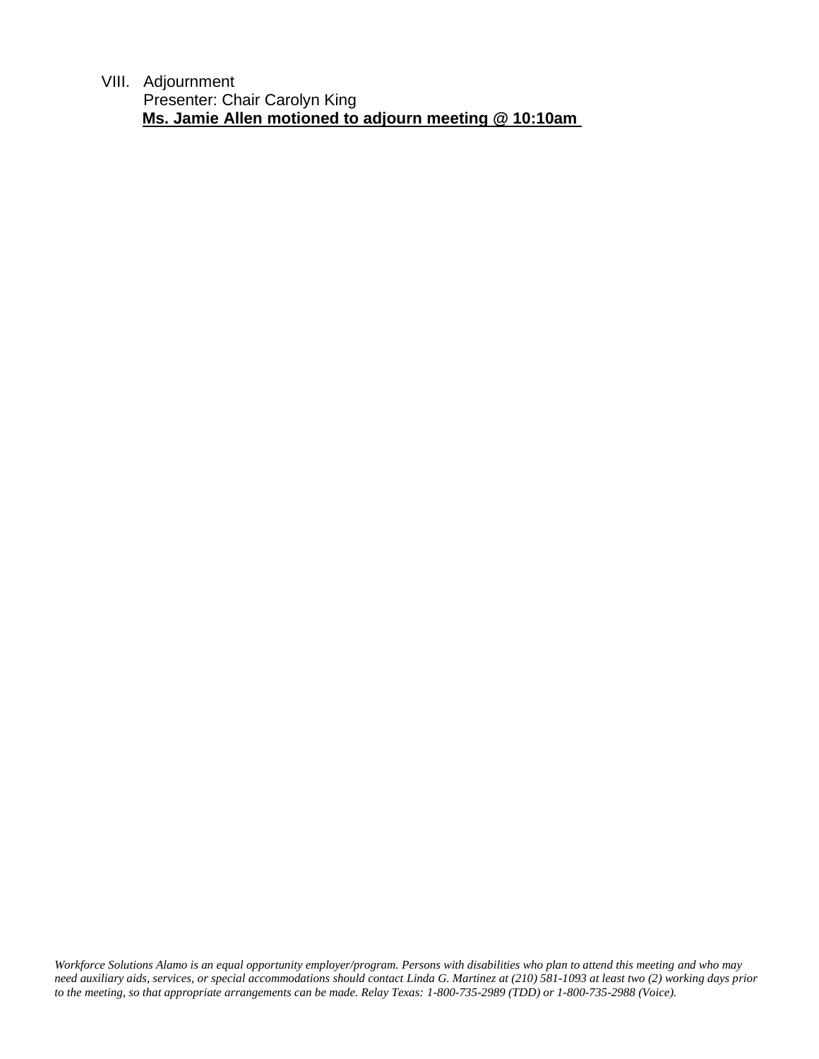VIII. Adjournment
    Presenter: Chair Carolyn King
    **Ms. Jamie Allen motioned to adjourn meeting @ 10:10am**

*Workforce Solutions Alamo is an equal opportunity employer/program. Persons with disabilities who plan to attend this meeting and who may need auxiliary aids, services, or special accommodations should contact Linda G. Martinez at (210) 581-1093 at least two (2) working days prior to the meeting, so that appropriate arrangements can be made. Relay Texas: 1-800-735-2989 (TDD) or 1-800-735-2988 (Voice).*